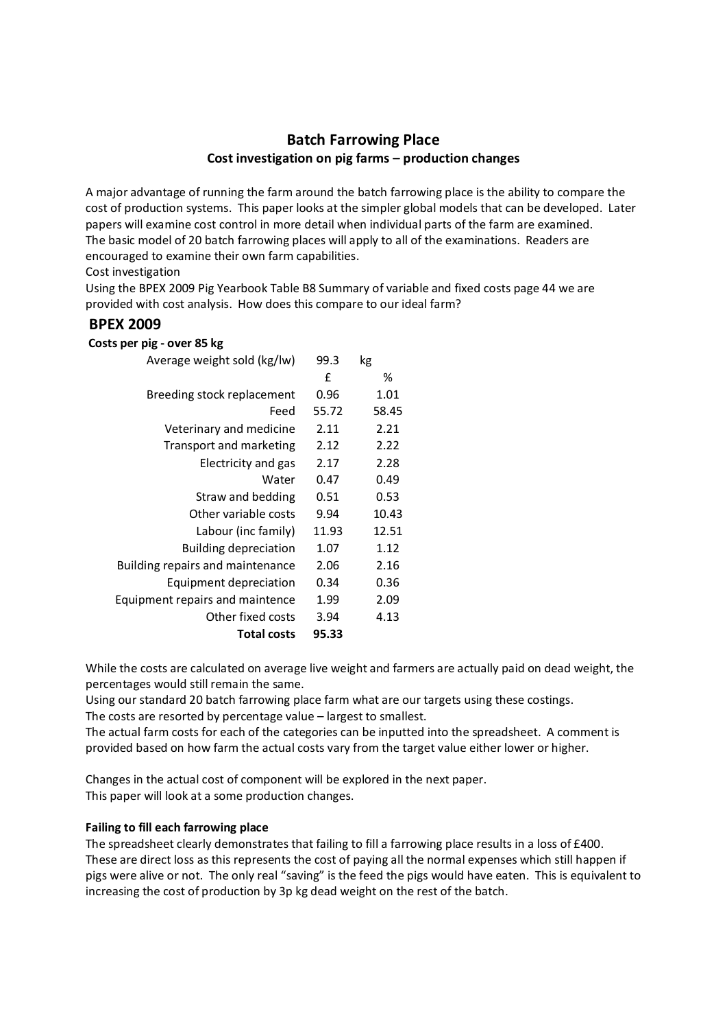# Batch Farrowing Place

## Cost investigation on pig farms – production changes

A major advantage of running the farm around the batch farrowing place is the ability to compare the cost of production systems. This paper looks at the simpler global models that can be developed. Later papers will examine cost control in more detail when individual parts of the farm are examined.
The basic model of 20 batch farrowing places will apply to all of the examinations. Readers are encouraged to examine their own farm capabilities.
Cost investigation
Using the BPEX 2009 Pig Yearbook Table B8 Summary of variable and fixed costs page 44 we are provided with cost analysis. How does this compare to our ideal farm?

## BPEX 2009

**Costs per pig - over 85 kg**

| | | |
|---|---|---|
| Average weight sold (kg/lw) | 99.3 | kg |
| | £ | % |
| Breeding stock replacement | 0.96 | 1.01 |
| Feed | 55.72 | 58.45 |
| Veterinary and medicine | 2.11 | 2.21 |
| Transport and marketing | 2.12 | 2.22 |
| Electricity and gas | 2.17 | 2.28 |
| Water | 0.47 | 0.49 |
| Straw and bedding | 0.51 | 0.53 |
| Other variable costs | 9.94 | 10.43 |
| Labour (inc family) | 11.93 | 12.51 |
| Building depreciation | 1.07 | 1.12 |
| Building repairs and maintenance | 2.06 | 2.16 |
| Equipment depreciation | 0.34 | 0.36 |
| Equipment repairs and maintence | 1.99 | 2.09 |
| Other fixed costs | 3.94 | 4.13 |
| **Total costs** | **95.33** | |

While the costs are calculated on average live weight and farmers are actually paid on dead weight, the percentages would still remain the same.
Using our standard 20 batch farrowing place farm what are our targets using these costings.
The costs are resorted by percentage value – largest to smallest.
The actual farm costs for each of the categories can be inputted into the spreadsheet. A comment is provided based on how farm the actual costs vary from the target value either lower or higher.

Changes in the actual cost of component will be explored in the next paper.
This paper will look at a some production changes.

**Failing to fill each farrowing place**

The spreadsheet clearly demonstrates that failing to fill a farrowing place results in a loss of £400. These are direct loss as this represents the cost of paying all the normal expenses which still happen if pigs were alive or not. The only real "saving" is the feed the pigs would have eaten. This is equivalent to increasing the cost of production by 3p kg dead weight on the rest of the batch.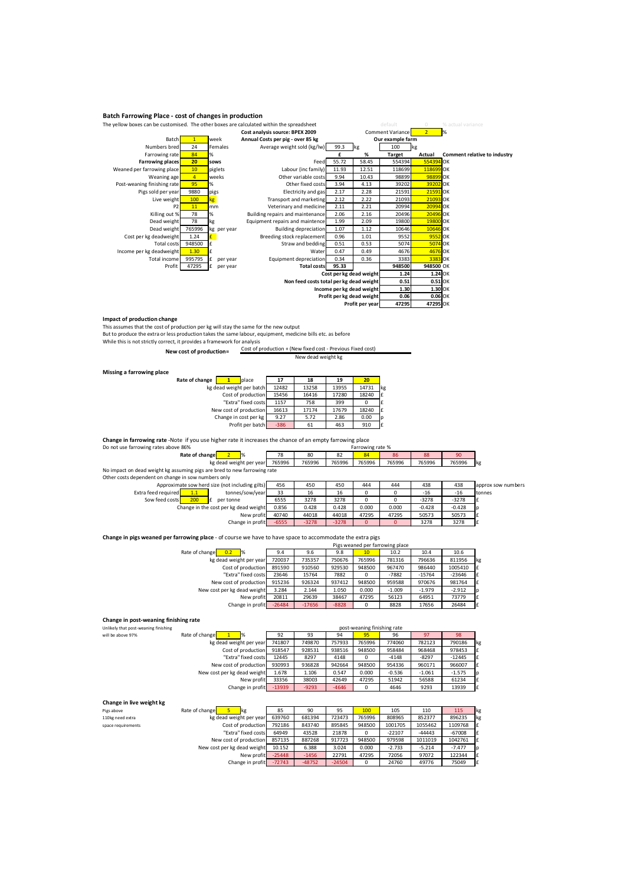## Batch Farrowing Place - cost of changes in production

The yellow boxes can be customised. The other boxes are calculated within the spreadsheet

| | | |
|---|---|---|
| Batch | 1 | week |
| Numbers bred | 24 | Females |
| Farrowing rate | 84 | % |
| **Farrowing places** | **20** | **sows** |
| Weaned per farrowing place | 10 | piglets |
| Weaning age | 4 | weeks |
| Post-weaning finishing rate | 95 | % |
| Pigs sold per year | 9880 | pigs |
| Live weight | 100 | kg |
| P2 | 11 | mm |
| Killing out % | 78 | % |
| Dead weight | 78 | kg |
| Dead weight | 765996 | kg per year |
| Cost per kg deadweight | 1.24 | £ |
| Total costs | 948500 | £ |
| Income per kg deadweight | 1.30 | £ |
| Total income | 995795 | £ per year |
| Profit | 47295 | £ per year |

default 0 % actual variance

Comment Variance 2 %

| Cost analysis source: BPEX 2009<br>Annual Costs per pig - over 85 kg | | | Our example farm | | |
|---|---|---|---|---|---|
| Average weight sold (kg/lw) | 99.3 kg | | 100 kg | | |
| | £ | % | Target | Actual | Comment relative to industry |
| Feed | 55.72 | 58.45 | 554394 | 554394 | OK |
| Labour (inc family) | 11.93 | 12.51 | 118699 | 118699 | OK |
| Other variable costs | 9.94 | 10.43 | 98899 | 98899 | OK |
| Other fixed costs | 3.94 | 4.13 | 39202 | 39202 | OK |
| Electricity and gas | 2.17 | 2.28 | 21591 | 21591 | OK |
| Transport and marketing | 2.12 | 2.22 | 21093 | 21093 | OK |
| Veterinary and medicine | 2.11 | 2.21 | 20994 | 20994 | OK |
| Building repairs and maintenance | 2.06 | 2.16 | 20496 | 20496 | OK |
| Equipment repairs and maintence | 1.99 | 2.09 | 19800 | 19800 | OK |
| Building depreciation | 1.07 | 1.12 | 10646 | 10646 | OK |
| Breeding stock replacement | 0.96 | 1.01 | 9552 | 9552 | OK |
| Straw and bedding | 0.51 | 0.53 | 5074 | 5074 | OK |
| Water | 0.47 | 0.49 | 4676 | 4676 | OK |
| Equipment depreciation | 0.34 | 0.36 | 3383 | 3383 | OK |
| **Total costs** | **95.33** | | **948500** | **948500** | OK |
| **Cost per kg dead weight** | | | **1.24** | **1.24** | OK |
| **Non feed costs total per kg dead weight** | | | **0.51** | **0.51** | OK |
| **Income per kg dead weight** | | | **1.30** | **1.30** | OK |
| **Profit per kg dead weight** | | | **0.06** | **0.06** | OK |
| **Profit per year** | | | **47295** | **47295** | OK |

### Impact of production change

This assumes that the cost of production per kg will stay the same for the new output
But to produce the extra or less production takes the same labour, equipment, medicine bills etc. as before
While this is not strictly correct, it provides a framework for analysis

$$\textbf{New cost of production} = \frac{\text{Cost of production + (New fixed cost - Previous Fixed cost)}}{\text{New dead weight kg}}$$

### Missing a farrowing place

| Rate of change: 1 place | 17 | 18 | 19 | 20 | |
|---|---|---|---|---|---|
| kg dead weight per batch | 12482 | 13258 | 13955 | 14731 | kg |
| Cost of production | 15456 | 16416 | 17280 | 18240 | £ |
| "Extra" fixed costs | 1157 | 758 | 399 | 0 | £ |
| New cost of production | 16613 | 17174 | 17679 | 18240 | £ |
| Change in cost per kg | 9.27 | 5.72 | 2.86 | 0.00 | p |
| Profit per batch | -386 | 61 | 463 | 910 | £ |

### Change in farrowing rate

-Note if you use higher rate it increases the chance of an empty farrowing place
Do not use farrowing rates above 86%

| Rate of change: 2 % | Farrowing rate % | | | | | | | |
|---|---|---|---|---|---|---|---|---|
| | 78 | 80 | 82 | 84 | 86 | 88 | 90 | |
| kg dead weight per year | 765996 | 765996 | 765996 | 765996 | 765996 | 765996 | 765996 | kg |

No impact on dead weight kg assuming pigs are bred to new farrowing rate
Other costs dependent on change in sow numbers only

| | 78 | 80 | 82 | 84 | 86 | 88 | 90 | |
|---|---|---|---|---|---|---|---|---|
| Approximate sow herd size (not including gilts) | 456 | 450 | 450 | 444 | 444 | 438 | 438 | approx sow numbers |
| Extra feed required 1.1 tonnes/sow/year | 33 | 16 | 16 | 0 | 0 | -16 | -16 | tonnes |
| Sow feed costs 200 £ per tonne | 6555 | 3278 | 3278 | 0 | 0 | -3278 | -3278 | £ |
| Change in the cost per kg dead weight | 0.856 | 0.428 | 0.428 | 0.000 | 0.000 | -0.428 | -0.428 | p |
| New profit | 40740 | 44018 | 44018 | 47295 | 47295 | 50573 | 50573 | £ |
| Change in profit | -6555 | -3278 | -3278 | 0 | 0 | 3278 | 3278 | £ |

### Change in pigs weaned per farrowing place

- of course we have to have space to accommodate the extra pigs

| Rate of change: 0.2 % | Pigs weaned per farrowing place | | | | | | | |
|---|---|---|---|---|---|---|---|---|
| | 9.4 | 9.6 | 9.8 | 10 | 10.2 | 10.4 | 10.6 | |
| kg dead weight per year | 720037 | 735357 | 750676 | 765996 | 781316 | 796636 | 811956 | kg |
| Cost of production | 891590 | 910560 | 929530 | 948500 | 967470 | 986440 | 1005410 | £ |
| "Extra" fixed costs | 23646 | 15764 | 7882 | 0 | -7882 | -15764 | -23646 | £ |
| New cost of production | 915236 | 926324 | 937412 | 948500 | 959588 | 970676 | 981764 | £ |
| New cost per kg dead weight | 3.284 | 2.144 | 1.050 | 0.000 | -1.009 | -1.979 | -2.912 | p |
| New profit | 20811 | 29639 | 38467 | 47295 | 56123 | 64951 | 73779 | £ |
| Change in profit | -26484 | -17656 | -8828 | 0 | 8828 | 17656 | 26484 | £ |

### Change in post-weaning finishing rate

Unlikely that post-weaning finishing will be above 97%

| Rate of change: 1 % | post-weaning finishing rate | | | | | | | |
|---|---|---|---|---|---|---|---|---|
| | 92 | 93 | 94 | 95 | 96 | 97 | 98 | |
| kg dead weight per year | 741807 | 749870 | 757933 | 765996 | 774060 | 782123 | 790186 | kg |
| Cost of production | 918547 | 928531 | 938516 | 948500 | 958484 | 968468 | 978453 | £ |
| "Extra" fixed costs | 12445 | 8297 | 4148 | 0 | -4148 | -8297 | -12445 | £ |
| New cost of production | 930993 | 936828 | 942664 | 948500 | 954336 | 960171 | 966007 | £ |
| New cost per kg dead weight | 1.678 | 1.106 | 0.547 | 0.000 | -0.536 | -1.061 | -1.575 | p |
| New profit | 33356 | 38003 | 42649 | 47295 | 51942 | 56588 | 61234 | £ |
| Change in profit | -13939 | -9293 | -4646 | 0 | 4646 | 9293 | 13939 | £ |

### Change in live weight kg

Pigs above 110kg need extra space requirements

| Rate of change: 5 kg | 85 | 90 | 95 | 100 | 105 | 110 | 115 | kg |
|---|---|---|---|---|---|---|---|---|
| kg dead weight per year | 639760 | 681394 | 723473 | 765996 | 808965 | 852377 | 896235 | kg |
| Cost of production | 792186 | 843740 | 895845 | 948500 | 1001705 | 1055462 | 1109768 | £ |
| "Extra" fixed costs | 64949 | 43528 | 21878 | 0 | -22107 | -44443 | -67008 | £ |
| New cost of production | 857135 | 887268 | 917723 | 948500 | 979598 | 1011019 | 1042761 | £ |
| New cost per kg dead weight | 10.152 | 6.388 | 3.024 | 0.000 | -2.733 | -5.214 | -7.477 | p |
| New profit | -25448 | -1456 | 22791 | 47295 | 72056 | 97072 | 122344 | £ |
| Change in profit | -72743 | -48752 | -24504 | 0 | 24760 | 49776 | 75049 | £ |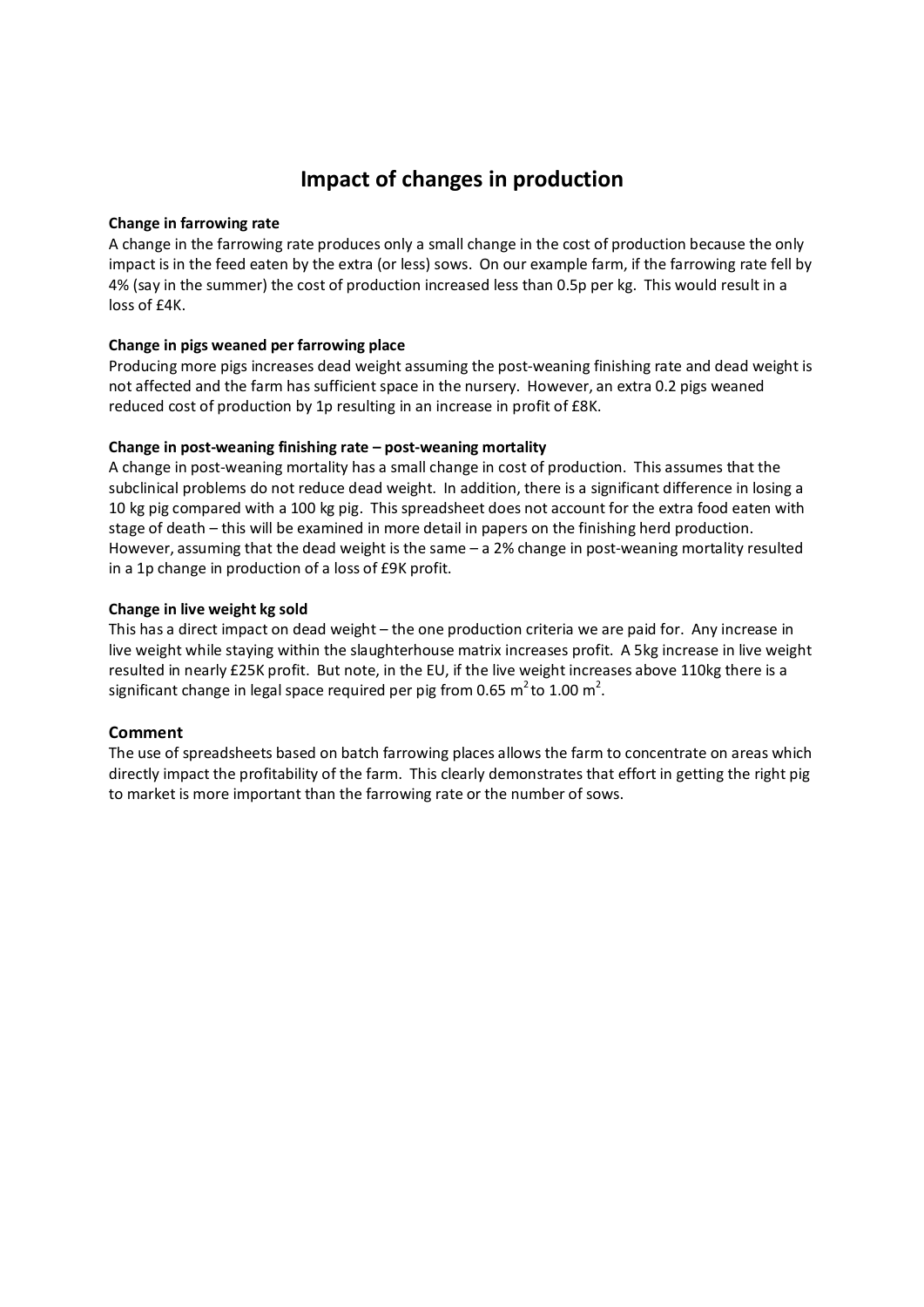# Impact of changes in production

**Change in farrowing rate**

A change in the farrowing rate produces only a small change in the cost of production because the only impact is in the feed eaten by the extra (or less) sows. On our example farm, if the farrowing rate fell by 4% (say in the summer) the cost of production increased less than 0.5p per kg. This would result in a loss of £4K.

**Change in pigs weaned per farrowing place**

Producing more pigs increases dead weight assuming the post-weaning finishing rate and dead weight is not affected and the farm has sufficient space in the nursery. However, an extra 0.2 pigs weaned reduced cost of production by 1p resulting in an increase in profit of £8K.

**Change in post-weaning finishing rate – post-weaning mortality**

A change in post-weaning mortality has a small change in cost of production. This assumes that the subclinical problems do not reduce dead weight. In addition, there is a significant difference in losing a 10 kg pig compared with a 100 kg pig. This spreadsheet does not account for the extra food eaten with stage of death – this will be examined in more detail in papers on the finishing herd production. However, assuming that the dead weight is the same – a 2% change in post-weaning mortality resulted in a 1p change in production of a loss of £9K profit.

**Change in live weight kg sold**

This has a direct impact on dead weight – the one production criteria we are paid for. Any increase in live weight while staying within the slaughterhouse matrix increases profit. A 5kg increase in live weight resulted in nearly £25K profit. But note, in the EU, if the live weight increases above 110kg there is a significant change in legal space required per pig from 0.65 $m^2$ to 1.00 $m^2$.

## Comment

The use of spreadsheets based on batch farrowing places allows the farm to concentrate on areas which directly impact the profitability of the farm. This clearly demonstrates that effort in getting the right pig to market is more important than the farrowing rate or the number of sows.